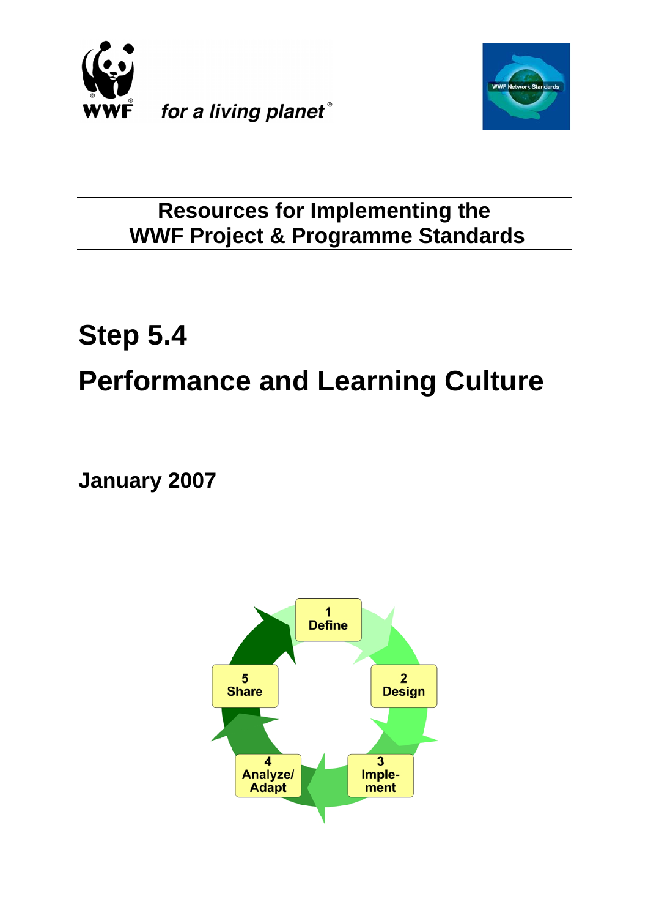WWF for a living planet®

WWF Network Standards

**Resources for Implementing the WWF Project & Programme Standards**

# Step 5.4

# Performance and Learning Culture

**January 2007**

1 Define

2 Design

3 Implement

4 Analyze/ Adapt

5 Share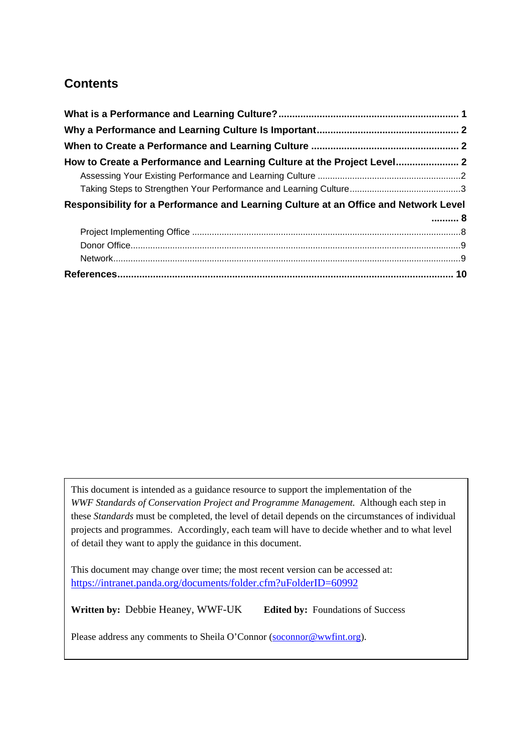## Contents

**What is a Performance and Learning Culture? .................................................................. 1**

**Why a Performance and Learning Culture Is Important.................................................... 2**

**When to Create a Performance and Learning Culture ...................................................... 2**

**How to Create a Performance and Learning Culture at the Project Level....................... 2**

- Assessing Your Existing Performance and Learning Culture .........................................................2
- Taking Steps to Strengthen Your Performance and Learning Culture............................................3

**Responsibility for a Performance and Learning Culture at an Office and Network Level .......... 8**

- Project Implementing Office ...........................................................................................................8
- Donor Office....................................................................................................................................9
- Network...........................................................................................................................................9

**References......................................................................................................................... 10**

---

This document is intended as a guidance resource to support the implementation of the *WWF Standards of Conservation Project and Programme Management.* Although each step in these *Standards* must be completed, the level of detail depends on the circumstances of individual projects and programmes. Accordingly, each team will have to decide whether and to what level of detail they want to apply the guidance in this document.

This document may change over time; the most recent version can be accessed at: https://intranet.panda.org/documents/folder.cfm?uFolderID=60992

**Written by:** Debbie Heaney, WWF-UK **Edited by:** Foundations of Success

Please address any comments to Sheila O'Connor (soconnor@wwfint.org).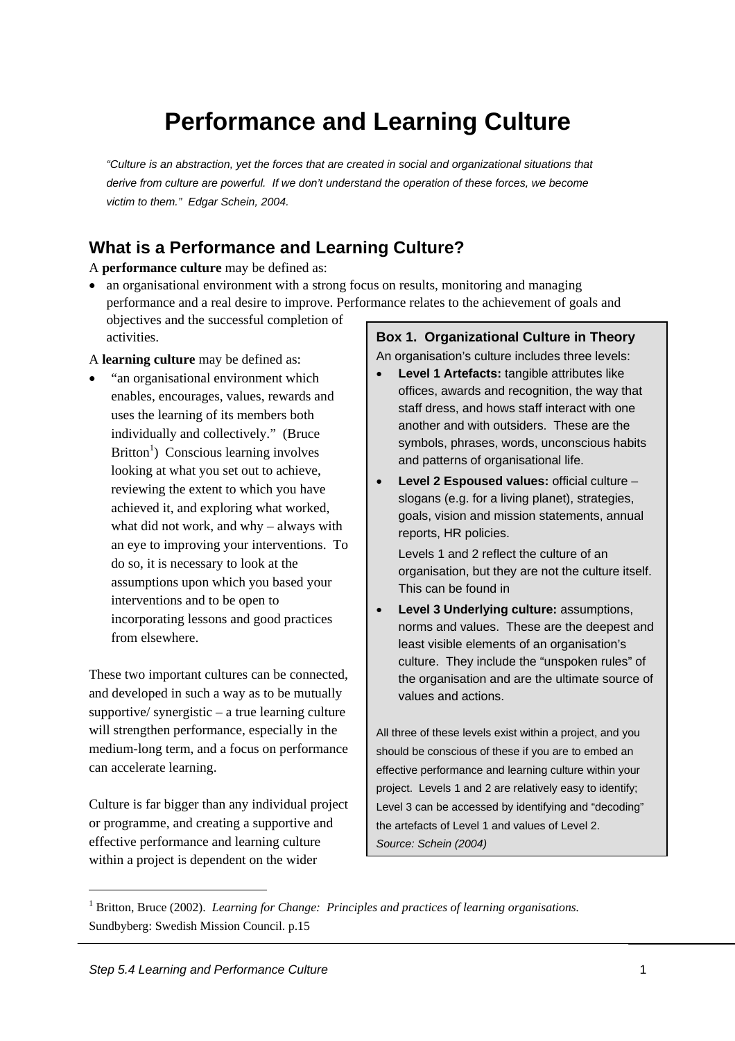# Performance and Learning Culture

*"Culture is an abstraction, yet the forces that are created in social and organizational situations that derive from culture are powerful. If we don't understand the operation of these forces, we become victim to them." Edgar Schein, 2004.*

## What is a Performance and Learning Culture?

A **performance culture** may be defined as:

- an organisational environment with a strong focus on results, monitoring and managing performance and a real desire to improve. Performance relates to the achievement of goals and objectives and the successful completion of activities.

A **learning culture** may be defined as:

- "an organisational environment which enables, encourages, values, rewards and uses the learning of its members both individually and collectively." (Bruce Britton[1]) Conscious learning involves looking at what you set out to achieve, reviewing the extent to which you have achieved it, and exploring what worked, what did not work, and why – always with an eye to improving your interventions. To do so, it is necessary to look at the assumptions upon which you based your interventions and to be open to incorporating lessons and good practices from elsewhere.

These two important cultures can be connected, and developed in such a way as to be mutually supportive/ synergistic – a true learning culture will strengthen performance, especially in the medium-long term, and a focus on performance can accelerate learning.

Culture is far bigger than any individual project or programme, and creating a supportive and effective performance and learning culture within a project is dependent on the wider

> **Box 1. Organizational Culture in Theory**
>
> An organisation's culture includes three levels:
>
> - **Level 1 Artefacts:** tangible attributes like offices, awards and recognition, the way that staff dress, and hows staff interact with one another and with outsiders. These are the symbols, phrases, words, unconscious habits and patterns of organisational life.
> - **Level 2 Espoused values:** official culture – slogans (e.g. for a living planet), strategies, goals, vision and mission statements, annual reports, HR policies.
>
>   Levels 1 and 2 reflect the culture of an organisation, but they are not the culture itself. This can be found in
> - **Level 3 Underlying culture:** assumptions, norms and values. These are the deepest and least visible elements of an organisation's culture. They include the "unspoken rules" of the organisation and are the ultimate source of values and actions.
>
> All three of these levels exist within a project, and you should be conscious of these if you are to embed an effective performance and learning culture within your project. Levels 1 and 2 are relatively easy to identify; Level 3 can be accessed by identifying and "decoding" the artefacts of Level 1 and values of Level 2.
>
> *Source: Schein (2004)*

[1] Britton, Bruce (2002). *Learning for Change: Principles and practices of learning organisations.* Sundbyberg: Swedish Mission Council. p.15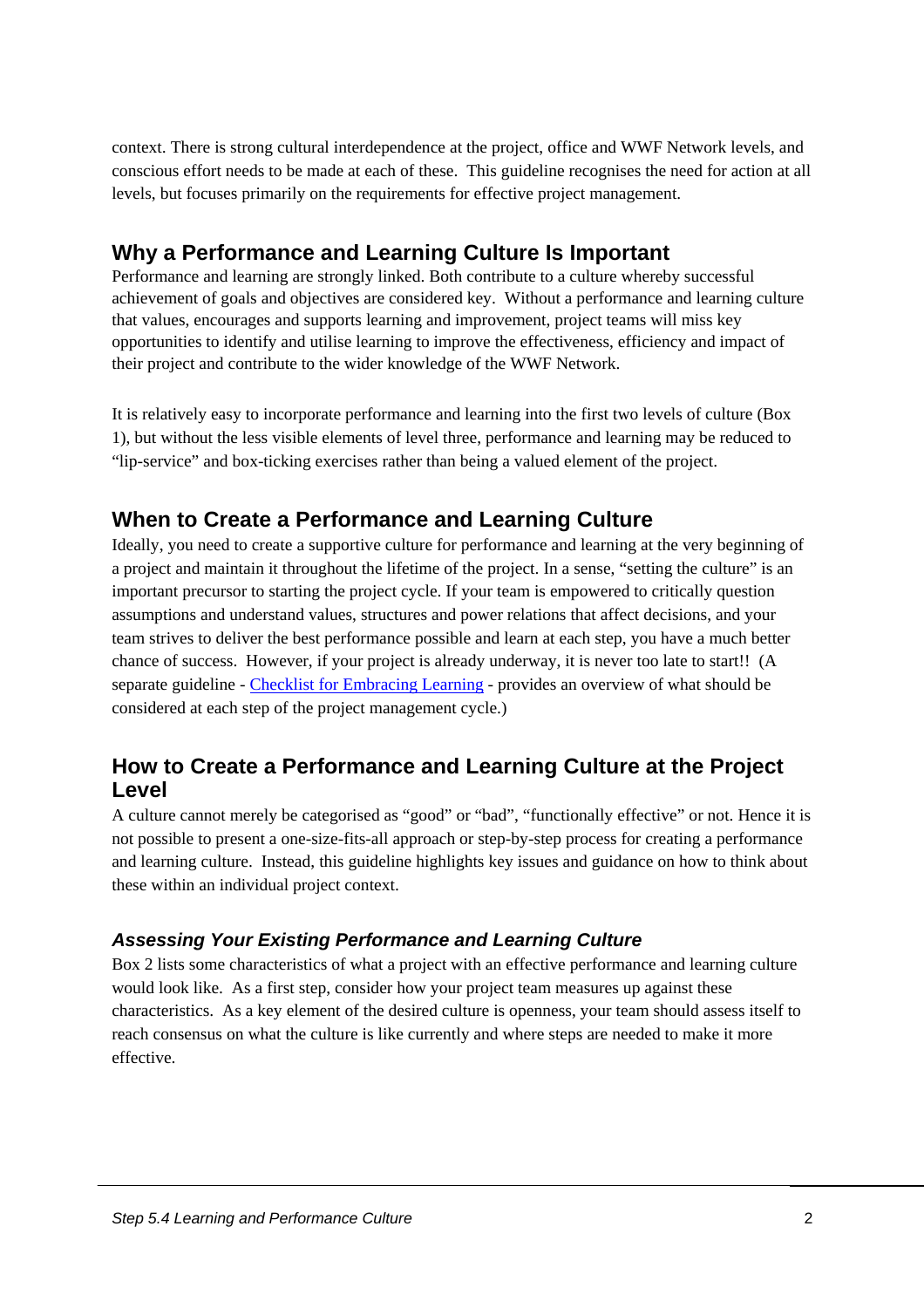context. There is strong cultural interdependence at the project, office and WWF Network levels, and conscious effort needs to be made at each of these. This guideline recognises the need for action at all levels, but focuses primarily on the requirements for effective project management.

## Why a Performance and Learning Culture Is Important

Performance and learning are strongly linked. Both contribute to a culture whereby successful achievement of goals and objectives are considered key. Without a performance and learning culture that values, encourages and supports learning and improvement, project teams will miss key opportunities to identify and utilise learning to improve the effectiveness, efficiency and impact of their project and contribute to the wider knowledge of the WWF Network.

It is relatively easy to incorporate performance and learning into the first two levels of culture (Box 1), but without the less visible elements of level three, performance and learning may be reduced to "lip-service" and box-ticking exercises rather than being a valued element of the project.

## When to Create a Performance and Learning Culture

Ideally, you need to create a supportive culture for performance and learning at the very beginning of a project and maintain it throughout the lifetime of the project. In a sense, "setting the culture" is an important precursor to starting the project cycle. If your team is empowered to critically question assumptions and understand values, structures and power relations that affect decisions, and your team strives to deliver the best performance possible and learn at each step, you have a much better chance of success. However, if your project is already underway, it is never too late to start!! (A separate guideline - Checklist for Embracing Learning - provides an overview of what should be considered at each step of the project management cycle.)

## How to Create a Performance and Learning Culture at the Project Level

A culture cannot merely be categorised as "good" or "bad", "functionally effective" or not. Hence it is not possible to present a one-size-fits-all approach or step-by-step process for creating a performance and learning culture. Instead, this guideline highlights key issues and guidance on how to think about these within an individual project context.

### *Assessing Your Existing Performance and Learning Culture*

Box 2 lists some characteristics of what a project with an effective performance and learning culture would look like. As a first step, consider how your project team measures up against these characteristics. As a key element of the desired culture is openness, your team should assess itself to reach consensus on what the culture is like currently and where steps are needed to make it more effective.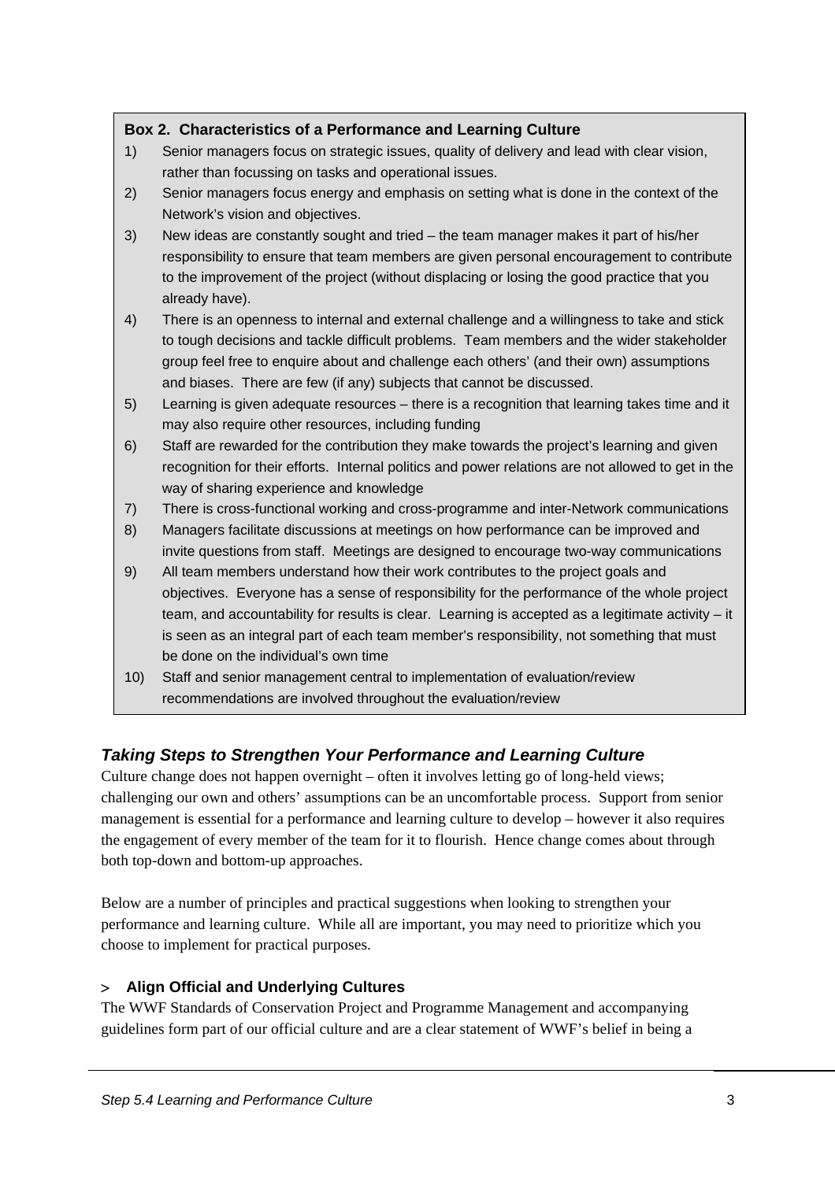**Box 2. Characteristics of a Performance and Learning Culture**

1) Senior managers focus on strategic issues, quality of delivery and lead with clear vision, rather than focussing on tasks and operational issues.
2) Senior managers focus energy and emphasis on setting what is done in the context of the Network's vision and objectives.
3) New ideas are constantly sought and tried – the team manager makes it part of his/her responsibility to ensure that team members are given personal encouragement to contribute to the improvement of the project (without displacing or losing the good practice that you already have).
4) There is an openness to internal and external challenge and a willingness to take and stick to tough decisions and tackle difficult problems. Team members and the wider stakeholder group feel free to enquire about and challenge each others' (and their own) assumptions and biases. There are few (if any) subjects that cannot be discussed.
5) Learning is given adequate resources – there is a recognition that learning takes time and it may also require other resources, including funding
6) Staff are rewarded for the contribution they make towards the project's learning and given recognition for their efforts. Internal politics and power relations are not allowed to get in the way of sharing experience and knowledge
7) There is cross-functional working and cross-programme and inter-Network communications
8) Managers facilitate discussions at meetings on how performance can be improved and invite questions from staff. Meetings are designed to encourage two-way communications
9) All team members understand how their work contributes to the project goals and objectives. Everyone has a sense of responsibility for the performance of the whole project team, and accountability for results is clear. Learning is accepted as a legitimate activity – it is seen as an integral part of each team member's responsibility, not something that must be done on the individual's own time
10) Staff and senior management central to implementation of evaluation/review recommendations are involved throughout the evaluation/review

## *Taking Steps to Strengthen Your Performance and Learning Culture*

Culture change does not happen overnight – often it involves letting go of long-held views; challenging our own and others' assumptions can be an uncomfortable process. Support from senior management is essential for a performance and learning culture to develop – however it also requires the engagement of every member of the team for it to flourish. Hence change comes about through both top-down and bottom-up approaches.

Below are a number of principles and practical suggestions when looking to strengthen your performance and learning culture. While all are important, you may need to prioritize which you choose to implement for practical purposes.

### > Align Official and Underlying Cultures

The WWF Standards of Conservation Project and Programme Management and accompanying guidelines form part of our official culture and are a clear statement of WWF's belief in being a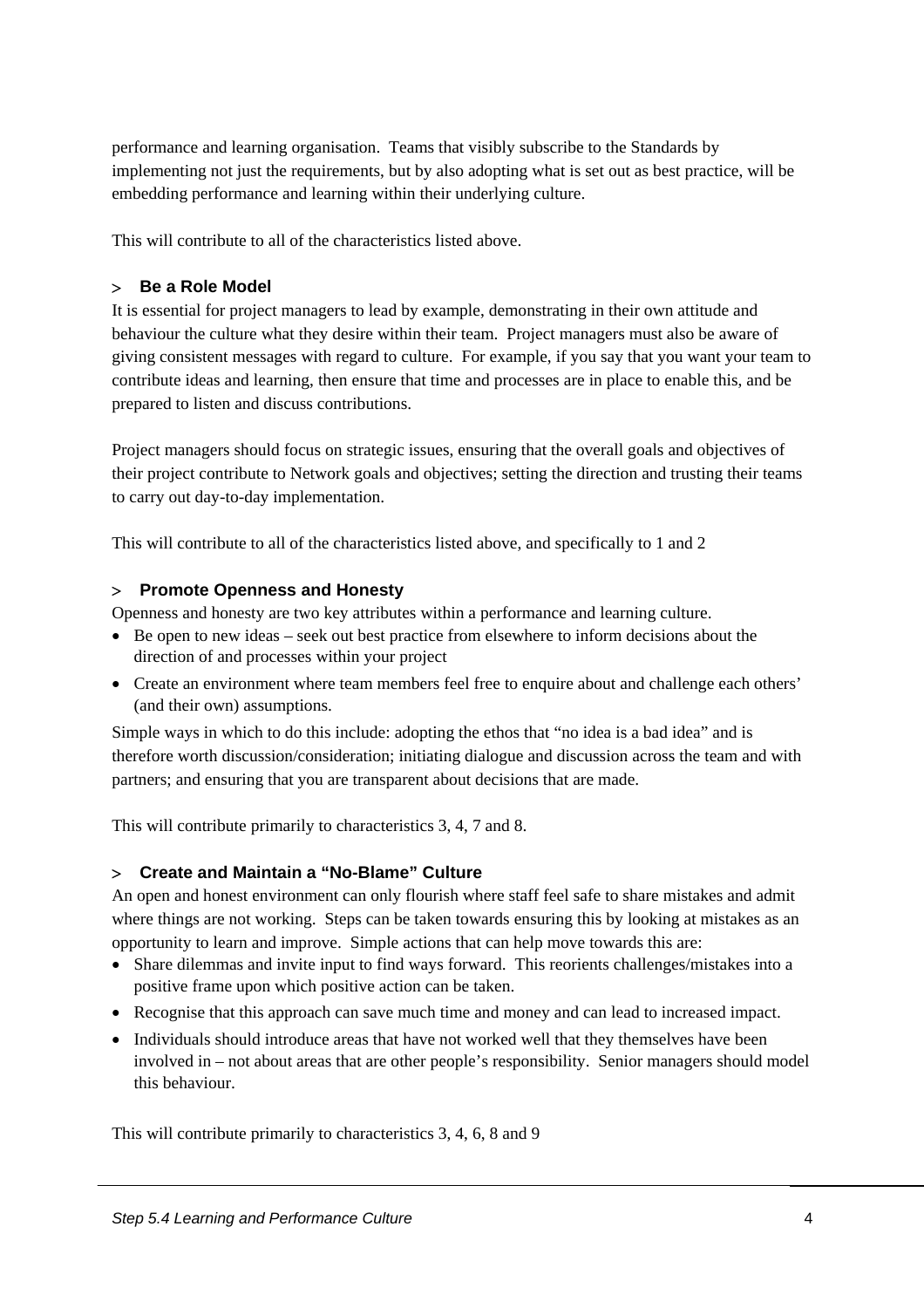performance and learning organisation. Teams that visibly subscribe to the Standards by implementing not just the requirements, but by also adopting what is set out as best practice, will be embedding performance and learning within their underlying culture.

This will contribute to all of the characteristics listed above.

### > Be a Role Model

It is essential for project managers to lead by example, demonstrating in their own attitude and behaviour the culture what they desire within their team. Project managers must also be aware of giving consistent messages with regard to culture. For example, if you say that you want your team to contribute ideas and learning, then ensure that time and processes are in place to enable this, and be prepared to listen and discuss contributions.

Project managers should focus on strategic issues, ensuring that the overall goals and objectives of their project contribute to Network goals and objectives; setting the direction and trusting their teams to carry out day-to-day implementation.

This will contribute to all of the characteristics listed above, and specifically to 1 and 2

### > Promote Openness and Honesty

Openness and honesty are two key attributes within a performance and learning culture.

- Be open to new ideas – seek out best practice from elsewhere to inform decisions about the direction of and processes within your project
- Create an environment where team members feel free to enquire about and challenge each others' (and their own) assumptions.

Simple ways in which to do this include: adopting the ethos that "no idea is a bad idea" and is therefore worth discussion/consideration; initiating dialogue and discussion across the team and with partners; and ensuring that you are transparent about decisions that are made.

This will contribute primarily to characteristics 3, 4, 7 and 8.

### > Create and Maintain a "No-Blame" Culture

An open and honest environment can only flourish where staff feel safe to share mistakes and admit where things are not working. Steps can be taken towards ensuring this by looking at mistakes as an opportunity to learn and improve. Simple actions that can help move towards this are:

- Share dilemmas and invite input to find ways forward. This reorients challenges/mistakes into a positive frame upon which positive action can be taken.
- Recognise that this approach can save much time and money and can lead to increased impact.
- Individuals should introduce areas that have not worked well that they themselves have been involved in – not about areas that are other people's responsibility. Senior managers should model this behaviour.

This will contribute primarily to characteristics 3, 4, 6, 8 and 9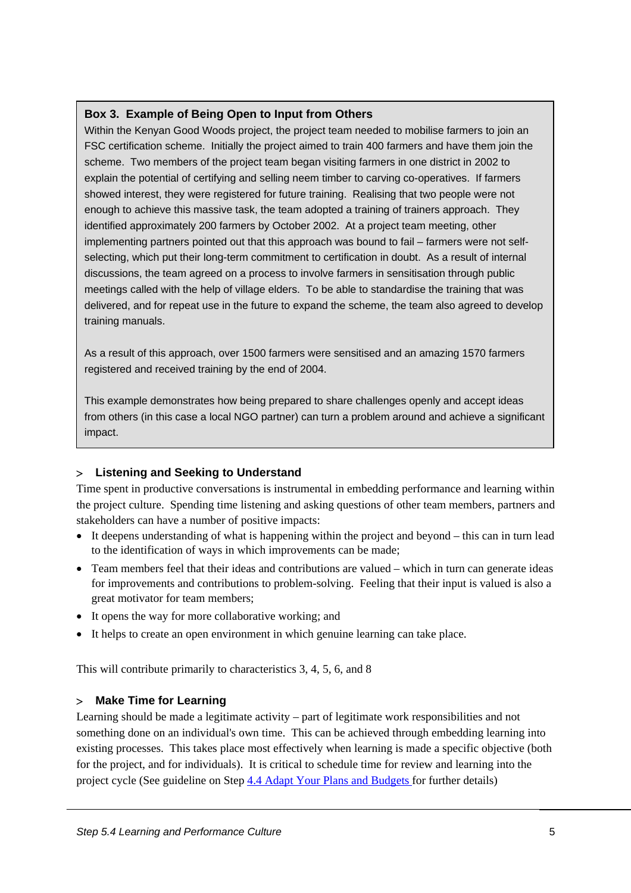**Box 3. Example of Being Open to Input from Others**

Within the Kenyan Good Woods project, the project team needed to mobilise farmers to join an FSC certification scheme. Initially the project aimed to train 400 farmers and have them join the scheme. Two members of the project team began visiting farmers in one district in 2002 to explain the potential of certifying and selling neem timber to carving co-operatives. If farmers showed interest, they were registered for future training. Realising that two people were not enough to achieve this massive task, the team adopted a training of trainers approach. They identified approximately 200 farmers by October 2002. At a project team meeting, other implementing partners pointed out that this approach was bound to fail – farmers were not self-selecting, which put their long-term commitment to certification in doubt. As a result of internal discussions, the team agreed on a process to involve farmers in sensitisation through public meetings called with the help of village elders. To be able to standardise the training that was delivered, and for repeat use in the future to expand the scheme, the team also agreed to develop training manuals.

As a result of this approach, over 1500 farmers were sensitised and an amazing 1570 farmers registered and received training by the end of 2004.

This example demonstrates how being prepared to share challenges openly and accept ideas from others (in this case a local NGO partner) can turn a problem around and achieve a significant impact.

### > Listening and Seeking to Understand

Time spent in productive conversations is instrumental in embedding performance and learning within the project culture. Spending time listening and asking questions of other team members, partners and stakeholders can have a number of positive impacts:

- It deepens understanding of what is happening within the project and beyond – this can in turn lead to the identification of ways in which improvements can be made;
- Team members feel that their ideas and contributions are valued – which in turn can generate ideas for improvements and contributions to problem-solving. Feeling that their input is valued is also a great motivator for team members;
- It opens the way for more collaborative working; and
- It helps to create an open environment in which genuine learning can take place.

This will contribute primarily to characteristics 3, 4, 5, 6, and 8

### > Make Time for Learning

Learning should be made a legitimate activity – part of legitimate work responsibilities and not something done on an individual's own time. This can be achieved through embedding learning into existing processes. This takes place most effectively when learning is made a specific objective (both for the project, and for individuals). It is critical to schedule time for review and learning into the project cycle (See guideline on Step 4.4 Adapt Your Plans and Budgets for further details)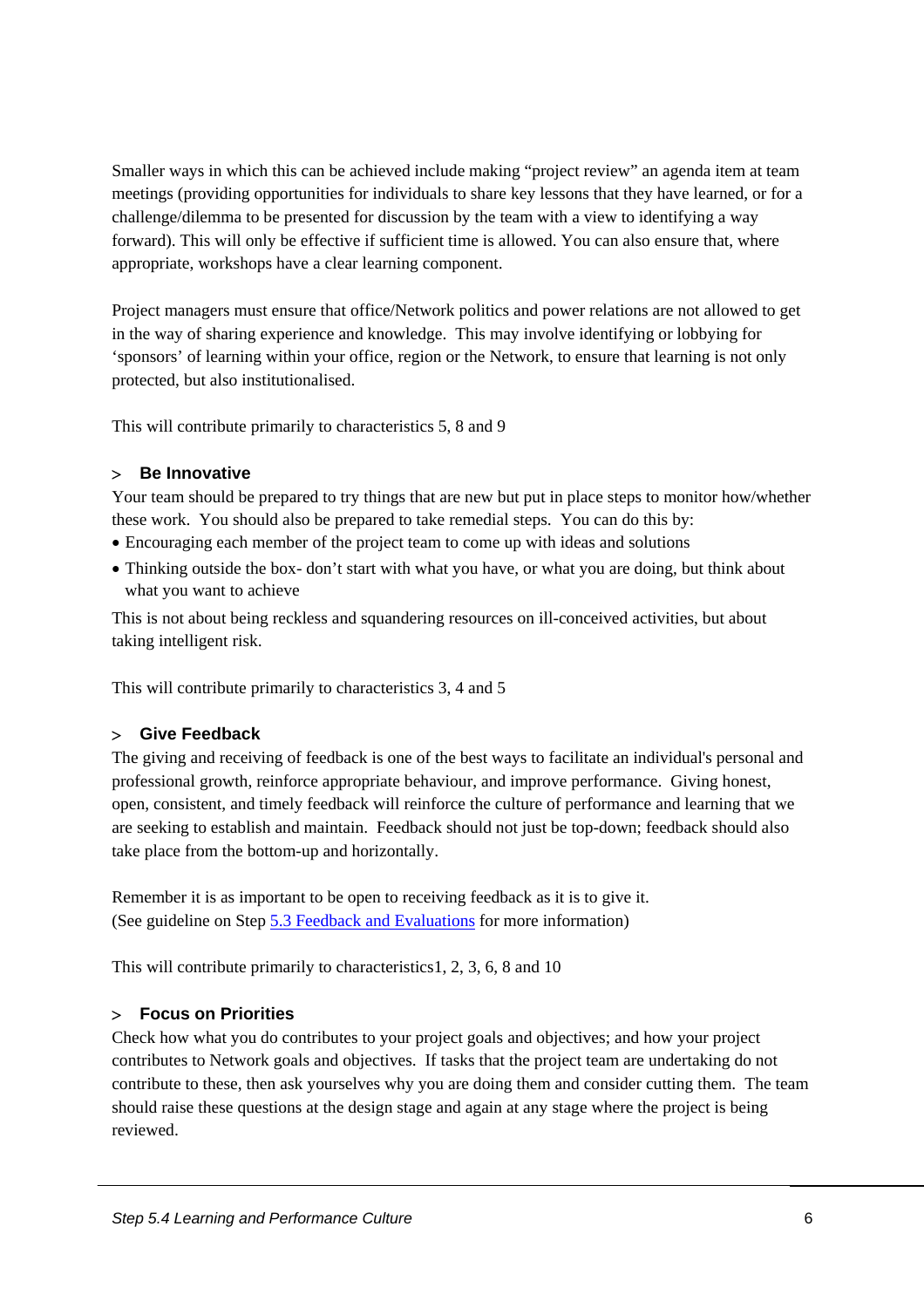Smaller ways in which this can be achieved include making “project review” an agenda item at team meetings (providing opportunities for individuals to share key lessons that they have learned, or for a challenge/dilemma to be presented for discussion by the team with a view to identifying a way forward). This will only be effective if sufficient time is allowed. You can also ensure that, where appropriate, workshops have a clear learning component.

Project managers must ensure that office/Network politics and power relations are not allowed to get in the way of sharing experience and knowledge. This may involve identifying or lobbying for ‘sponsors’ of learning within your office, region or the Network, to ensure that learning is not only protected, but also institutionalised.

This will contribute primarily to characteristics 5, 8 and 9

### > Be Innovative

Your team should be prepared to try things that are new but put in place steps to monitor how/whether these work. You should also be prepared to take remedial steps. You can do this by:

- Encouraging each member of the project team to come up with ideas and solutions
- Thinking outside the box- don’t start with what you have, or what you are doing, but think about what you want to achieve

This is not about being reckless and squandering resources on ill-conceived activities, but about taking intelligent risk.

This will contribute primarily to characteristics 3, 4 and 5

### > Give Feedback

The giving and receiving of feedback is one of the best ways to facilitate an individual's personal and professional growth, reinforce appropriate behaviour, and improve performance. Giving honest, open, consistent, and timely feedback will reinforce the culture of performance and learning that we are seeking to establish and maintain. Feedback should not just be top-down; feedback should also take place from the bottom-up and horizontally.

Remember it is as important to be open to receiving feedback as it is to give it.
(See guideline on Step 5.3 Feedback and Evaluations for more information)

This will contribute primarily to characteristics1, 2, 3, 6, 8 and 10

### > Focus on Priorities

Check how what you do contributes to your project goals and objectives; and how your project contributes to Network goals and objectives. If tasks that the project team are undertaking do not contribute to these, then ask yourselves why you are doing them and consider cutting them. The team should raise these questions at the design stage and again at any stage where the project is being reviewed.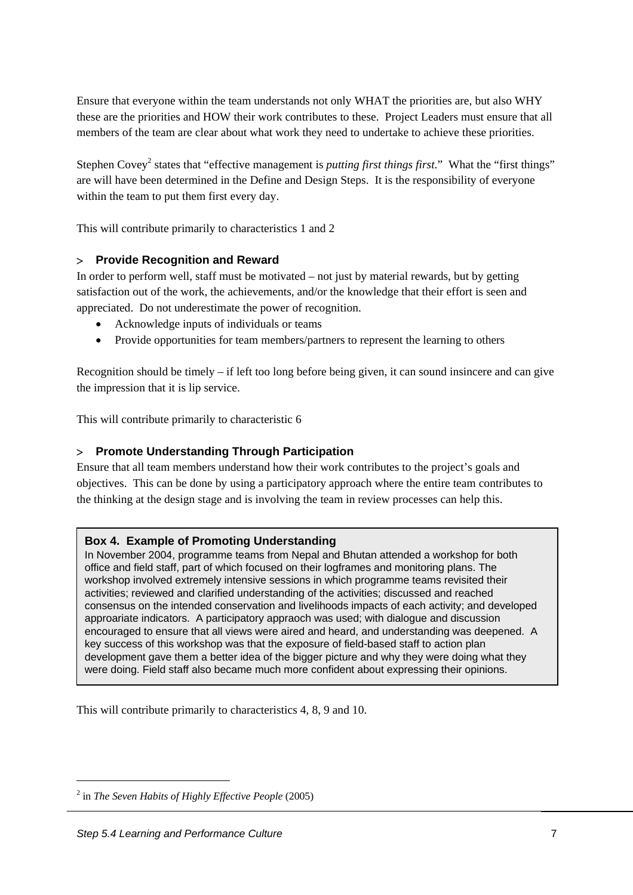Ensure that everyone within the team understands not only WHAT the priorities are, but also WHY these are the priorities and HOW their work contributes to these. Project Leaders must ensure that all members of the team are clear about what work they need to undertake to achieve these priorities.

Stephen Covey[2] states that "effective management is *putting first things first*." What the "first things" are will have been determined in the Define and Design Steps. It is the responsibility of everyone within the team to put them first every day.

This will contribute primarily to characteristics 1 and 2

### > Provide Recognition and Reward

In order to perform well, staff must be motivated – not just by material rewards, but by getting satisfaction out of the work, the achievements, and/or the knowledge that their effort is seen and appreciated. Do not underestimate the power of recognition.

- Acknowledge inputs of individuals or teams
- Provide opportunities for team members/partners to represent the learning to others

Recognition should be timely – if left too long before being given, it can sound insincere and can give the impression that it is lip service.

This will contribute primarily to characteristic 6

### > Promote Understanding Through Participation

Ensure that all team members understand how their work contributes to the project's goals and objectives. This can be done by using a participatory approach where the entire team contributes to the thinking at the design stage and is involving the team in review processes can help this.

> **Box 4. Example of Promoting Understanding**
>
> In November 2004, programme teams from Nepal and Bhutan attended a workshop for both office and field staff, part of which focused on their logframes and monitoring plans. The workshop involved extremely intensive sessions in which programme teams revisited their activities; reviewed and clarified understanding of the activities; discussed and reached consensus on the intended conservation and livelihoods impacts of each activity; and developed approariate indicators. A participatory appraoch was used; with dialogue and discussion encouraged to ensure that all views were aired and heard, and understanding was deepened. A key success of this workshop was that the exposure of field-based staff to action plan development gave them a better idea of the bigger picture and why they were doing what they were doing. Field staff also became much more confident about expressing their opinions.

This will contribute primarily to characteristics 4, 8, 9 and 10.

---

[2] in *The Seven Habits of Highly Effective People* (2005)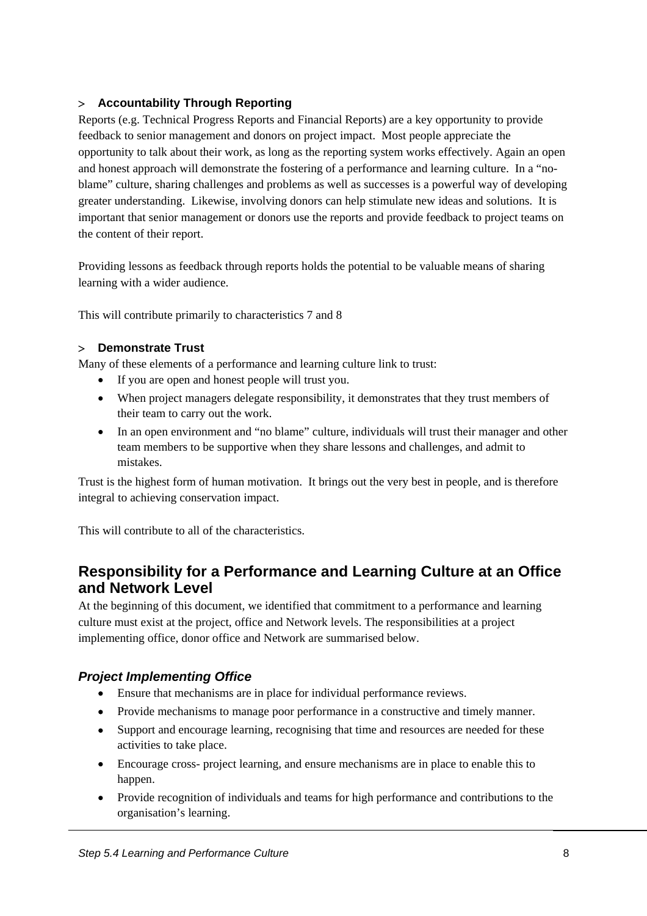> **Accountability Through Reporting**

Reports (e.g. Technical Progress Reports and Financial Reports) are a key opportunity to provide feedback to senior management and donors on project impact. Most people appreciate the opportunity to talk about their work, as long as the reporting system works effectively. Again an open and honest approach will demonstrate the fostering of a performance and learning culture. In a "no-blame" culture, sharing challenges and problems as well as successes is a powerful way of developing greater understanding. Likewise, involving donors can help stimulate new ideas and solutions. It is important that senior management or donors use the reports and provide feedback to project teams on the content of their report.

Providing lessons as feedback through reports holds the potential to be valuable means of sharing learning with a wider audience.

This will contribute primarily to characteristics 7 and 8

> **Demonstrate Trust**

Many of these elements of a performance and learning culture link to trust:

- If you are open and honest people will trust you.
- When project managers delegate responsibility, it demonstrates that they trust members of their team to carry out the work.
- In an open environment and "no blame" culture, individuals will trust their manager and other team members to be supportive when they share lessons and challenges, and admit to mistakes.

Trust is the highest form of human motivation. It brings out the very best in people, and is therefore integral to achieving conservation impact.

This will contribute to all of the characteristics.

## Responsibility for a Performance and Learning Culture at an Office and Network Level

At the beginning of this document, we identified that commitment to a performance and learning culture must exist at the project, office and Network levels. The responsibilities at a project implementing office, donor office and Network are summarised below.

### *Project Implementing Office*

- Ensure that mechanisms are in place for individual performance reviews.
- Provide mechanisms to manage poor performance in a constructive and timely manner.
- Support and encourage learning, recognising that time and resources are needed for these activities to take place.
- Encourage cross- project learning, and ensure mechanisms are in place to enable this to happen.
- Provide recognition of individuals and teams for high performance and contributions to the organisation's learning.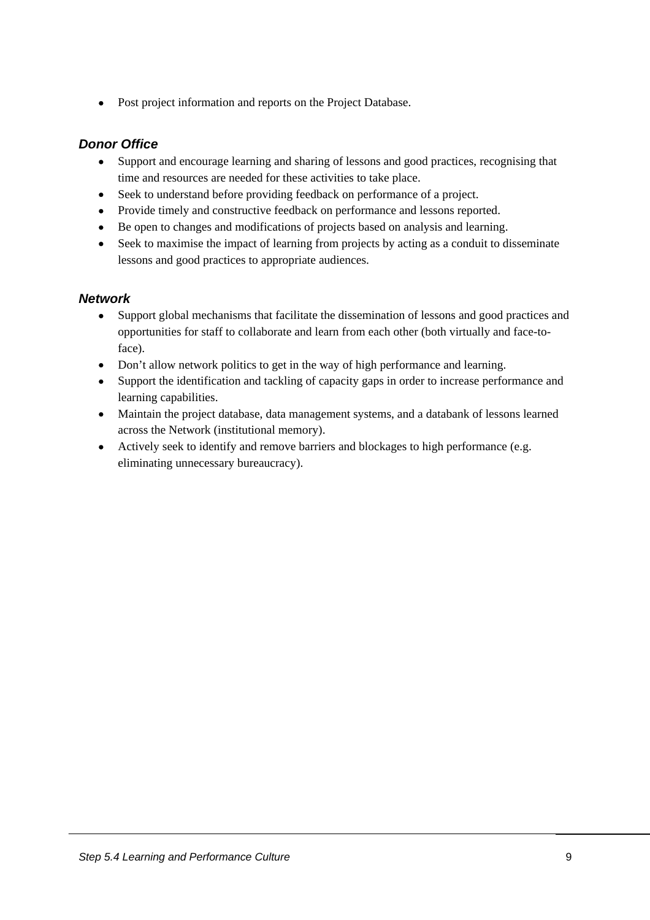- Post project information and reports on the Project Database.

### *Donor Office*

- Support and encourage learning and sharing of lessons and good practices, recognising that time and resources are needed for these activities to take place.
- Seek to understand before providing feedback on performance of a project.
- Provide timely and constructive feedback on performance and lessons reported.
- Be open to changes and modifications of projects based on analysis and learning.
- Seek to maximise the impact of learning from projects by acting as a conduit to disseminate lessons and good practices to appropriate audiences.

### *Network*

- Support global mechanisms that facilitate the dissemination of lessons and good practices and opportunities for staff to collaborate and learn from each other (both virtually and face-to-face).
- Don't allow network politics to get in the way of high performance and learning.
- Support the identification and tackling of capacity gaps in order to increase performance and learning capabilities.
- Maintain the project database, data management systems, and a databank of lessons learned across the Network (institutional memory).
- Actively seek to identify and remove barriers and blockages to high performance (e.g. eliminating unnecessary bureaucracy).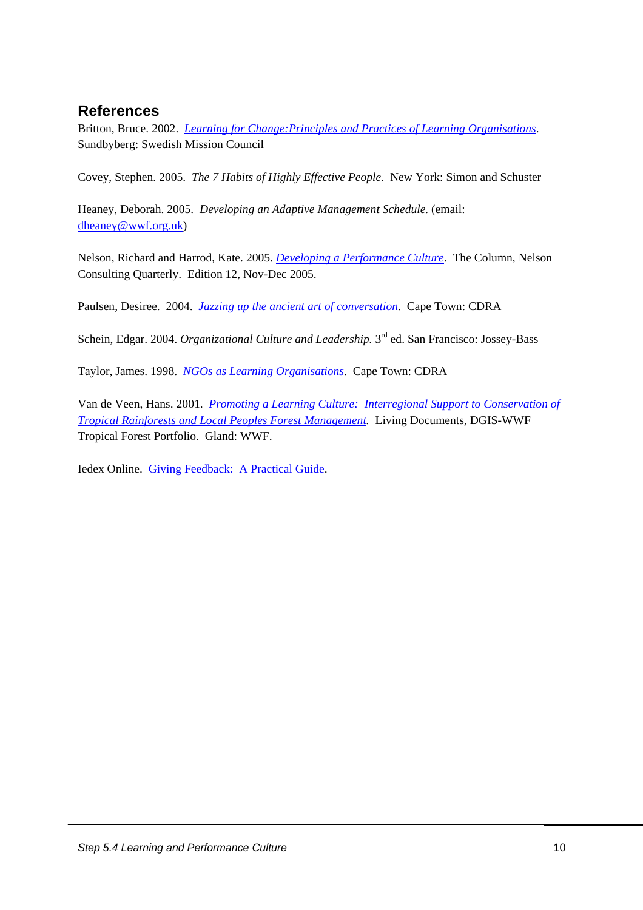## References

Britton, Bruce. 2002. *Learning for Change:Principles and Practices of Learning Organisations*. Sundbyberg: Swedish Mission Council

Covey, Stephen. 2005. *The 7 Habits of Highly Effective People.* New York: Simon and Schuster

Heaney, Deborah. 2005. *Developing an Adaptive Management Schedule.* (email: dheaney@wwf.org.uk)

Nelson, Richard and Harrod, Kate. 2005. *Developing a Performance Culture*. The Column, Nelson Consulting Quarterly. Edition 12, Nov-Dec 2005.

Paulsen, Desiree. 2004. *Jazzing up the ancient art of conversation*. Cape Town: CDRA

Schein, Edgar. 2004. *Organizational Culture and Leadership.* 3rd ed. San Francisco: Jossey-Bass

Taylor, James. 1998. *NGOs as Learning Organisations*. Cape Town: CDRA

Van de Veen, Hans. 2001. *Promoting a Learning Culture: Interregional Support to Conservation of Tropical Rainforests and Local Peoples Forest Management.* Living Documents, DGIS-WWF Tropical Forest Portfolio. Gland: WWF.

Iedex Online. Giving Feedback: A Practical Guide.